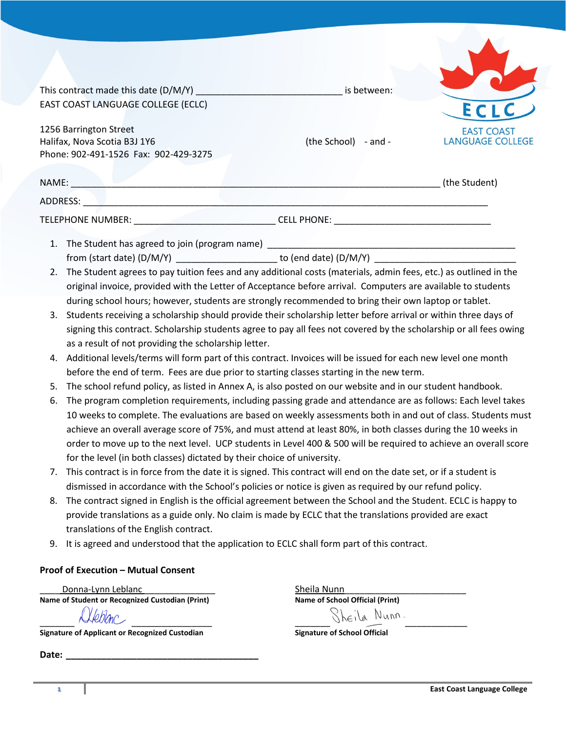This contract made this date (D/M/Y) ___________________________ is between:

EAST COAST LANGUAGE COLLEGE (ECLC)

ECLC
EAST COAST LANGUAGE COLLEGE

1256 Barrington Street
Halifax, Nova Scotia B3J 1Y6 (the School) - and -
Phone: 902-491-1526 Fax: 902-429-3275

NAME: ______________________________________________________________________ (the Student)

ADDRESS: ____________________________________________________________________________

TELEPHONE NUMBER: ___________________________ CELL PHONE: ______________________________

1. The Student has agreed to join (program name) ______________________________________________
   from (start date) (D/M/Y) ___________________ to (end date) (D/M/Y) __________________________
2. The Student agrees to pay tuition fees and any additional costs (materials, admin fees, etc.) as outlined in the original invoice, provided with the Letter of Acceptance before arrival. Computers are available to students during school hours; however, students are strongly recommended to bring their own laptop or tablet.
3. Students receiving a scholarship should provide their scholarship letter before arrival or within three days of signing this contract. Scholarship students agree to pay all fees not covered by the scholarship or all fees owing as a result of not providing the scholarship letter.
4. Additional levels/terms will form part of this contract. Invoices will be issued for each new level one month before the end of term. Fees are due prior to starting classes starting in the new term.
5. The school refund policy, as listed in Annex A, is also posted on our website and in our student handbook.
6. The program completion requirements, including passing grade and attendance are as follows: Each level takes 10 weeks to complete. The evaluations are based on weekly assessments both in and out of class. Students must achieve an overall average score of 75%, and must attend at least 80%, in both classes during the 10 weeks in order to move up to the next level. UCP students in Level 400 & 500 will be required to achieve an overall score for the level (in both classes) dictated by their choice of university.
7. This contract is in force from the date it is signed. This contract will end on the date set, or if a student is dismissed in accordance with the School's policies or notice is given as required by our refund policy.
8. The contract signed in English is the official agreement between the School and the Student. ECLC is happy to provide translations as a guide only. No claim is made by ECLC that the translations provided are exact translations of the English contract.
9. It is agreed and understood that the application to ECLC shall form part of this contract.

**Proof of Execution – Mutual Consent**

Donna-Lynn Leblanc
**Name of Student or Recognized Custodian (Print)**

DLeblanc
**Signature of Applicant or Recognized Custodian**

Sheila Nunn
**Name of School Official (Print)**

Sheila Nunn.
**Signature of School Official**

**Date:** ______________________________________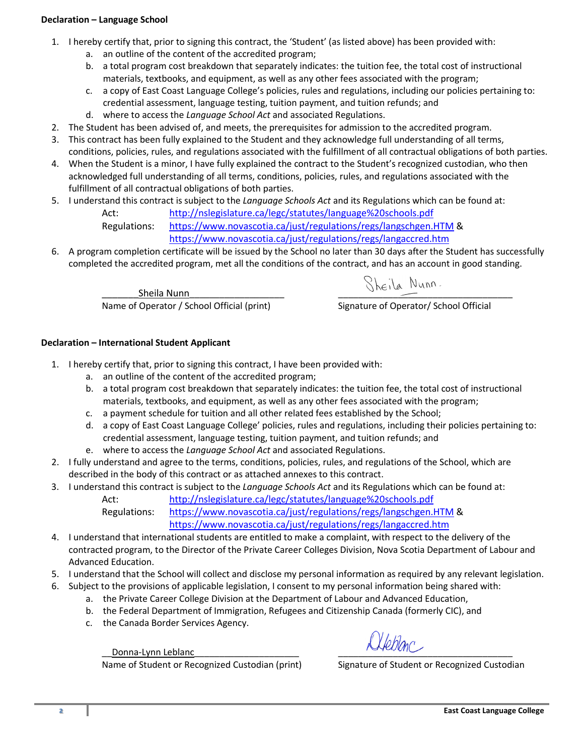**Declaration – Language School**

1. I hereby certify that, prior to signing this contract, the 'Student' (as listed above) has been provided with:
   a. an outline of the content of the accredited program;
   b. a total program cost breakdown that separately indicates: the tuition fee, the total cost of instructional materials, textbooks, and equipment, as well as any other fees associated with the program;
   c. a copy of East Coast Language College's policies, rules and regulations, including our policies pertaining to: credential assessment, language testing, tuition payment, and tuition refunds; and
   d. where to access the *Language School Act* and associated Regulations.
2. The Student has been advised of, and meets, the prerequisites for admission to the accredited program.
3. This contract has been fully explained to the Student and they acknowledge full understanding of all terms, conditions, policies, rules, and regulations associated with the fulfillment of all contractual obligations of both parties.
4. When the Student is a minor, I have fully explained the contract to the Student's recognized custodian, who then acknowledged full understanding of all terms, conditions, policies, rules, and regulations associated with the fulfillment of all contractual obligations of both parties.
5. I understand this contract is subject to the *Language Schools Act* and its Regulations which can be found at:
   Act: http://nslegislature.ca/legc/statutes/language%20schools.pdf
   Regulations: https://www.novascotia.ca/just/regulations/regs/langschgen.HTM &
   https://www.novascotia.ca/just/regulations/regs/langaccred.htm
6. A program completion certificate will be issued by the School no later than 30 days after the Student has successfully completed the accredited program, met all the conditions of the contract, and has an account in good standing.

Sheila Nunn — Name of Operator / School Official (print)

Sheila Nunn. — Signature of Operator/ School Official

**Declaration – International Student Applicant**

1. I hereby certify that, prior to signing this contract, I have been provided with:
   a. an outline of the content of the accredited program;
   b. a total program cost breakdown that separately indicates: the tuition fee, the total cost of instructional materials, textbooks, and equipment, as well as any other fees associated with the program;
   c. a payment schedule for tuition and all other related fees established by the School;
   d. a copy of East Coast Language College' policies, rules and regulations, including their policies pertaining to: credential assessment, language testing, tuition payment, and tuition refunds; and
   e. where to access the *Language School Act* and associated Regulations.
2. I fully understand and agree to the terms, conditions, policies, rules, and regulations of the School, which are described in the body of this contract or as attached annexes to this contract.
3. I understand this contract is subject to the *Language Schools Act* and its Regulations which can be found at:
   Act: http://nslegislature.ca/legc/statutes/language%20schools.pdf
   Regulations: https://www.novascotia.ca/just/regulations/regs/langschgen.HTM &
   https://www.novascotia.ca/just/regulations/regs/langaccred.htm
4. I understand that international students are entitled to make a complaint, with respect to the delivery of the contracted program, to the Director of the Private Career Colleges Division, Nova Scotia Department of Labour and Advanced Education.
5. I understand that the School will collect and disclose my personal information as required by any relevant legislation.
6. Subject to the provisions of applicable legislation, I consent to my personal information being shared with:
   a. the Private Career College Division at the Department of Labour and Advanced Education,
   b. the Federal Department of Immigration, Refugees and Citizenship Canada (formerly CIC), and
   c. the Canada Border Services Agency.

Donna-Lynn Leblanc — Name of Student or Recognized Custodian (print)

DLeblanc — Signature of Student or Recognized Custodian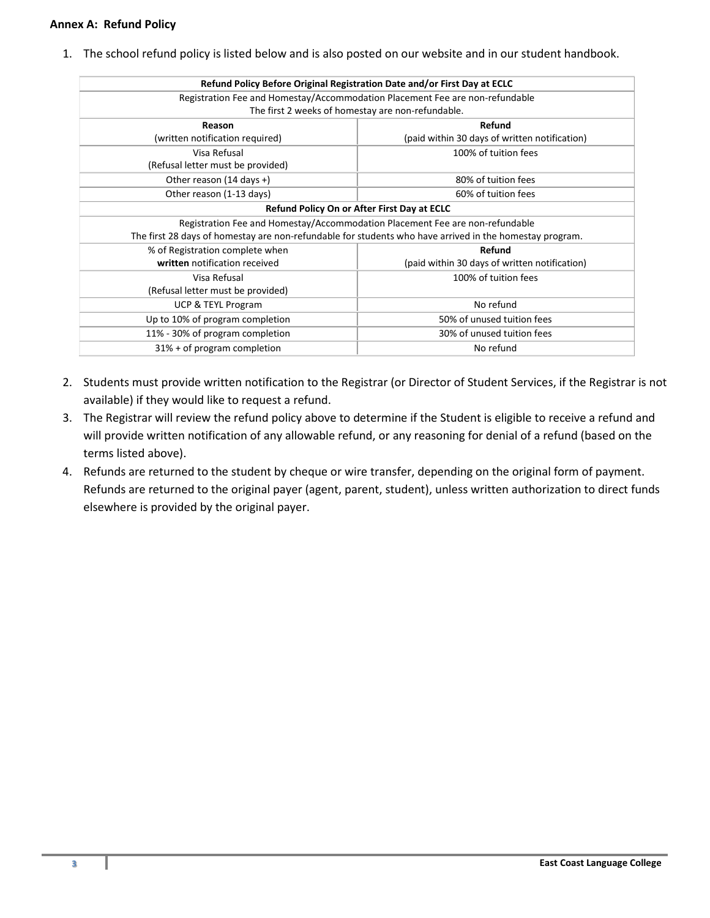**Annex A: Refund Policy**

1. The school refund policy is listed below and is also posted on our website and in our student handbook.

| **Refund Policy Before Original Registration Date and/or First Day at ECLC** | |
|---|---|
| Registration Fee and Homestay/Accommodation Placement Fee are non-refundable<br>The first 2 weeks of homestay are non-refundable. | |
| **Reason**<br>(written notification required) | **Refund**<br>(paid within 30 days of written notification) |
| Visa Refusal<br>(Refusal letter must be provided) | 100% of tuition fees |
| Other reason (14 days +) | 80% of tuition fees |
| Other reason (1-13 days) | 60% of tuition fees |
| **Refund Policy On or After First Day at ECLC** | |
| Registration Fee and Homestay/Accommodation Placement Fee are non-refundable<br>The first 28 days of homestay are non-refundable for students who have arrived in the homestay program. | |
| % of Registration complete when **written** notification received | **Refund**<br>(paid within 30 days of written notification) |
| Visa Refusal<br>(Refusal letter must be provided) | 100% of tuition fees |
| UCP & TEYL Program | No refund |
| Up to 10% of program completion | 50% of unused tuition fees |
| 11% - 30% of program completion | 30% of unused tuition fees |
| 31% + of program completion | No refund |

2. Students must provide written notification to the Registrar (or Director of Student Services, if the Registrar is not available) if they would like to request a refund.
3. The Registrar will review the refund policy above to determine if the Student is eligible to receive a refund and will provide written notification of any allowable refund, or any reasoning for denial of a refund (based on the terms listed above).
4. Refunds are returned to the student by cheque or wire transfer, depending on the original form of payment. Refunds are returned to the original payer (agent, parent, student), unless written authorization to direct funds elsewhere is provided by the original payer.